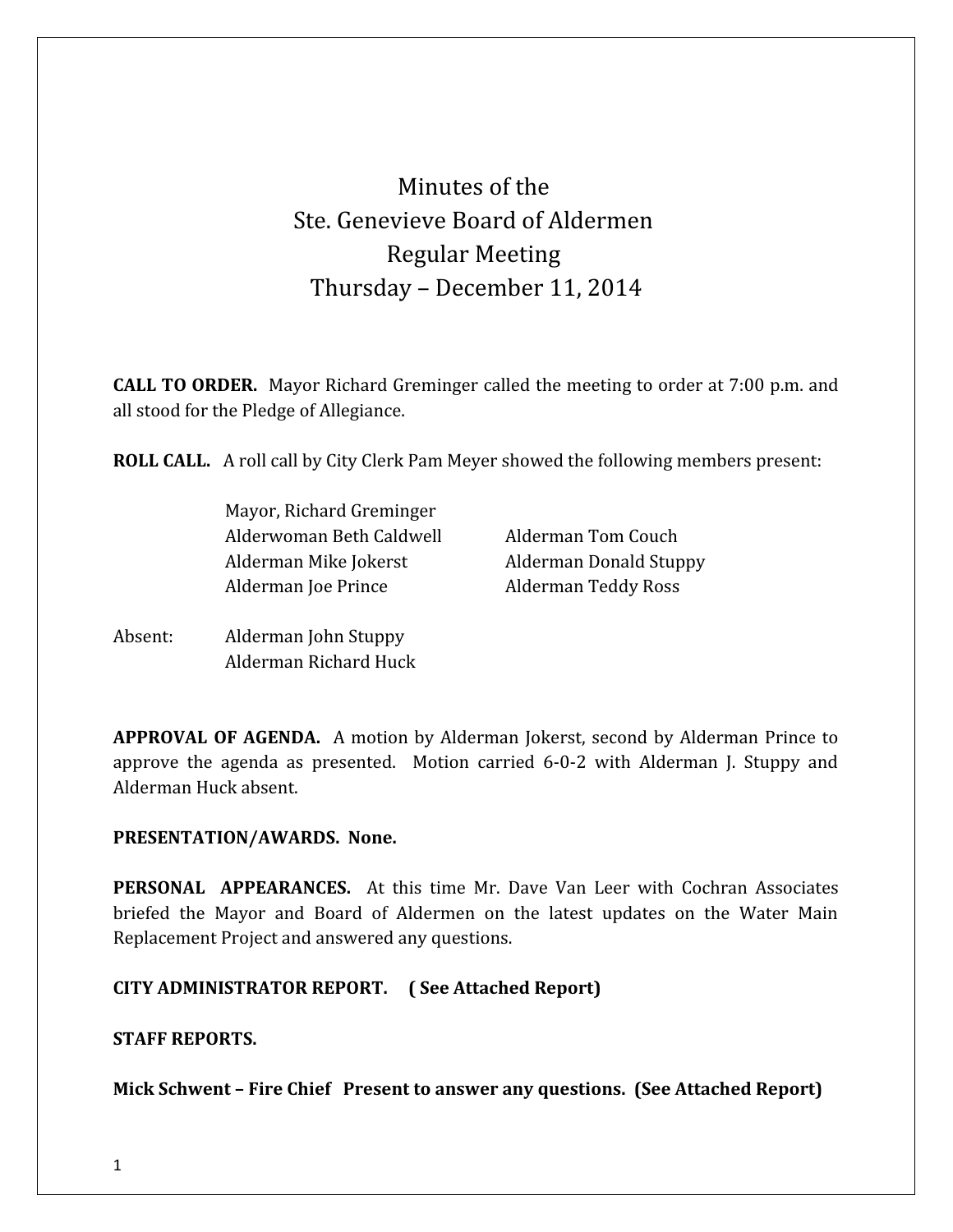# Minutes of the
# Ste. Genevieve Board of Aldermen
# Regular Meeting
# Thursday – December 11, 2014

**CALL TO ORDER.** Mayor Richard Greminger called the meeting to order at 7:00 p.m. and all stood for the Pledge of Allegiance.

**ROLL CALL.** A roll call by City Clerk Pam Meyer showed the following members present:

Mayor, Richard Greminger
Alderwoman Beth Caldwell
Alderman Tom Couch
Alderman Mike Jokerst
Alderman Donald Stuppy
Alderman Joe Prince
Alderman Teddy Ross

Absent: Alderman John Stuppy
Alderman Richard Huck

**APPROVAL OF AGENDA.** A motion by Alderman Jokerst, second by Alderman Prince to approve the agenda as presented. Motion carried 6-0-2 with Alderman J. Stuppy and Alderman Huck absent.

**PRESENTATION/AWARDS. None.**

**PERSONAL APPEARANCES.** At this time Mr. Dave Van Leer with Cochran Associates briefed the Mayor and Board of Aldermen on the latest updates on the Water Main Replacement Project and answered any questions.

**CITY ADMINISTRATOR REPORT. ( See Attached Report)**

**STAFF REPORTS.**

**Mick Schwent – Fire Chief Present to answer any questions. (See Attached Report)**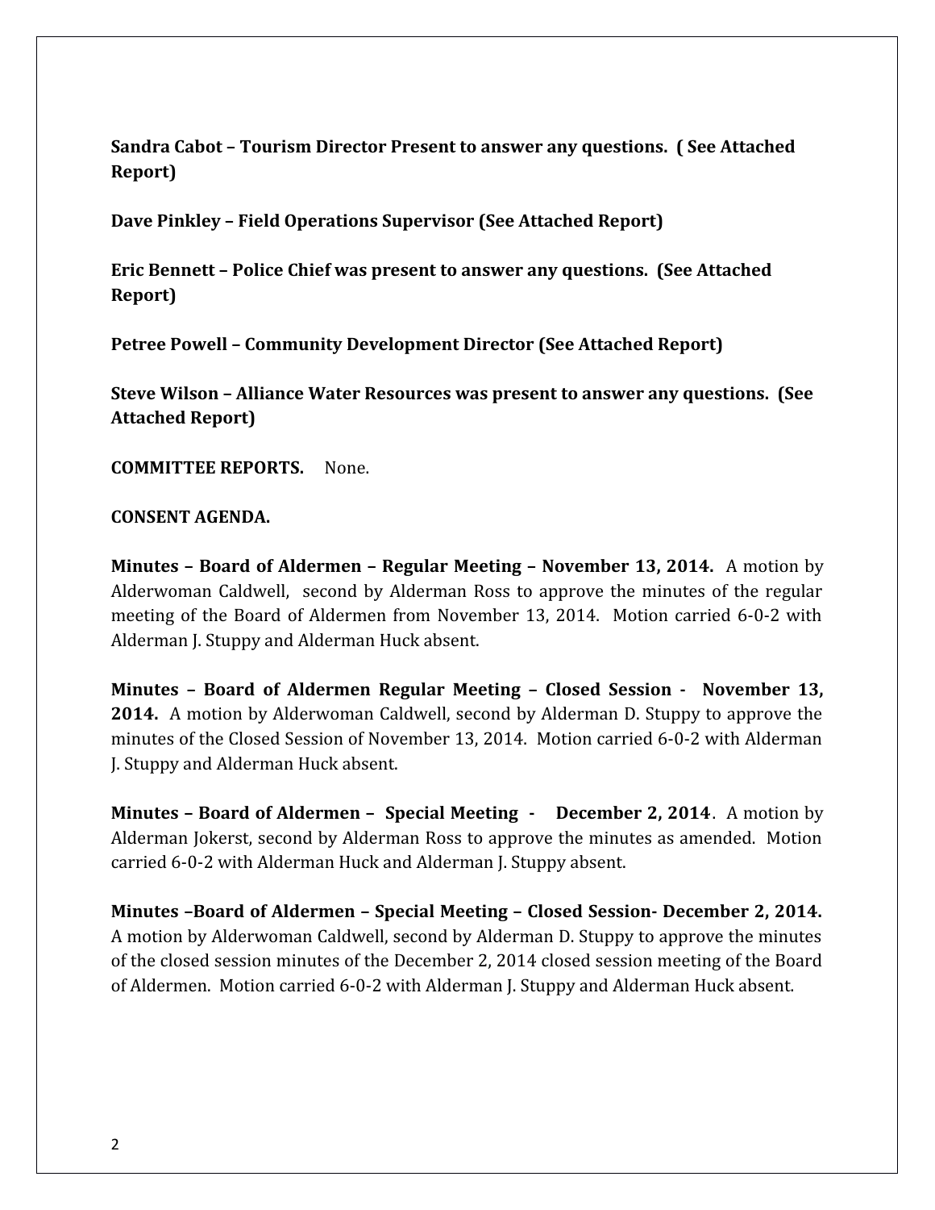**Sandra Cabot – Tourism Director Present to answer any questions. ( See Attached Report)**

**Dave Pinkley – Field Operations Supervisor (See Attached Report)**

**Eric Bennett – Police Chief was present to answer any questions. (See Attached Report)**

**Petree Powell – Community Development Director (See Attached Report)**

**Steve Wilson – Alliance Water Resources was present to answer any questions. (See Attached Report)**

**COMMITTEE REPORTS.** None.

**CONSENT AGENDA.**

**Minutes – Board of Aldermen – Regular Meeting – November 13, 2014.** A motion by Alderwoman Caldwell, second by Alderman Ross to approve the minutes of the regular meeting of the Board of Aldermen from November 13, 2014. Motion carried 6-0-2 with Alderman J. Stuppy and Alderman Huck absent.

**Minutes – Board of Aldermen Regular Meeting – Closed Session - November 13, 2014.** A motion by Alderwoman Caldwell, second by Alderman D. Stuppy to approve the minutes of the Closed Session of November 13, 2014. Motion carried 6-0-2 with Alderman J. Stuppy and Alderman Huck absent.

**Minutes – Board of Aldermen – Special Meeting - December 2, 2014**. A motion by Alderman Jokerst, second by Alderman Ross to approve the minutes as amended. Motion carried 6-0-2 with Alderman Huck and Alderman J. Stuppy absent.

**Minutes –Board of Aldermen – Special Meeting – Closed Session- December 2, 2014.** A motion by Alderwoman Caldwell, second by Alderman D. Stuppy to approve the minutes of the closed session minutes of the December 2, 2014 closed session meeting of the Board of Aldermen. Motion carried 6-0-2 with Alderman J. Stuppy and Alderman Huck absent.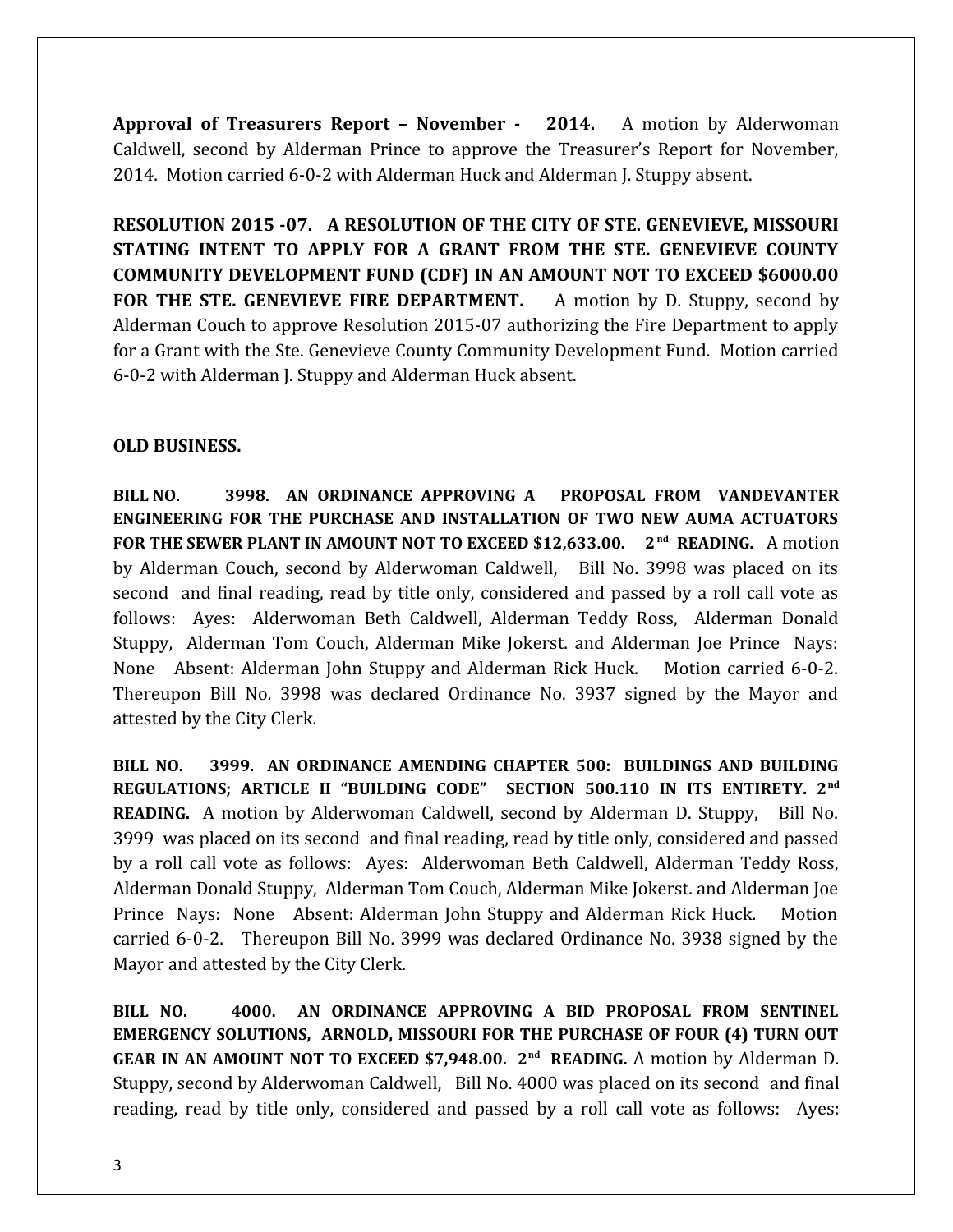**Approval of Treasurers Report – November - 2014.** A motion by Alderwoman Caldwell, second by Alderman Prince to approve the Treasurer's Report for November, 2014. Motion carried 6-0-2 with Alderman Huck and Alderman J. Stuppy absent.

**RESOLUTION 2015 -07. A RESOLUTION OF THE CITY OF STE. GENEVIEVE, MISSOURI STATING INTENT TO APPLY FOR A GRANT FROM THE STE. GENEVIEVE COUNTY COMMUNITY DEVELOPMENT FUND (CDF) IN AN AMOUNT NOT TO EXCEED $6000.00 FOR THE STE. GENEVIEVE FIRE DEPARTMENT.** A motion by D. Stuppy, second by Alderman Couch to approve Resolution 2015-07 authorizing the Fire Department to apply for a Grant with the Ste. Genevieve County Community Development Fund. Motion carried 6-0-2 with Alderman J. Stuppy and Alderman Huck absent.

**OLD BUSINESS.**

**BILL NO. 3998. AN ORDINANCE APPROVING A PROPOSAL FROM VANDEVANTER ENGINEERING FOR THE PURCHASE AND INSTALLATION OF TWO NEW AUMA ACTUATORS FOR THE SEWER PLANT IN AMOUNT NOT TO EXCEED $12,633.00. 2nd READING.** A motion by Alderman Couch, second by Alderwoman Caldwell, Bill No. 3998 was placed on its second and final reading, read by title only, considered and passed by a roll call vote as follows: Ayes: Alderwoman Beth Caldwell, Alderman Teddy Ross, Alderman Donald Stuppy, Alderman Tom Couch, Alderman Mike Jokerst. and Alderman Joe Prince Nays: None Absent: Alderman John Stuppy and Alderman Rick Huck. Motion carried 6-0-2. Thereupon Bill No. 3998 was declared Ordinance No. 3937 signed by the Mayor and attested by the City Clerk.

**BILL NO. 3999. AN ORDINANCE AMENDING CHAPTER 500: BUILDINGS AND BUILDING REGULATIONS; ARTICLE II "BUILDING CODE" SECTION 500.110 IN ITS ENTIRETY. 2nd READING.** A motion by Alderwoman Caldwell, second by Alderman D. Stuppy, Bill No. 3999 was placed on its second and final reading, read by title only, considered and passed by a roll call vote as follows: Ayes: Alderwoman Beth Caldwell, Alderman Teddy Ross, Alderman Donald Stuppy, Alderman Tom Couch, Alderman Mike Jokerst. and Alderman Joe Prince Nays: None Absent: Alderman John Stuppy and Alderman Rick Huck. Motion carried 6-0-2. Thereupon Bill No. 3999 was declared Ordinance No. 3938 signed by the Mayor and attested by the City Clerk.

**BILL NO. 4000. AN ORDINANCE APPROVING A BID PROPOSAL FROM SENTINEL EMERGENCY SOLUTIONS, ARNOLD, MISSOURI FOR THE PURCHASE OF FOUR (4) TURN OUT GEAR IN AN AMOUNT NOT TO EXCEED $7,948.00. 2nd READING.** A motion by Alderman D. Stuppy, second by Alderwoman Caldwell, Bill No. 4000 was placed on its second and final reading, read by title only, considered and passed by a roll call vote as follows: Ayes: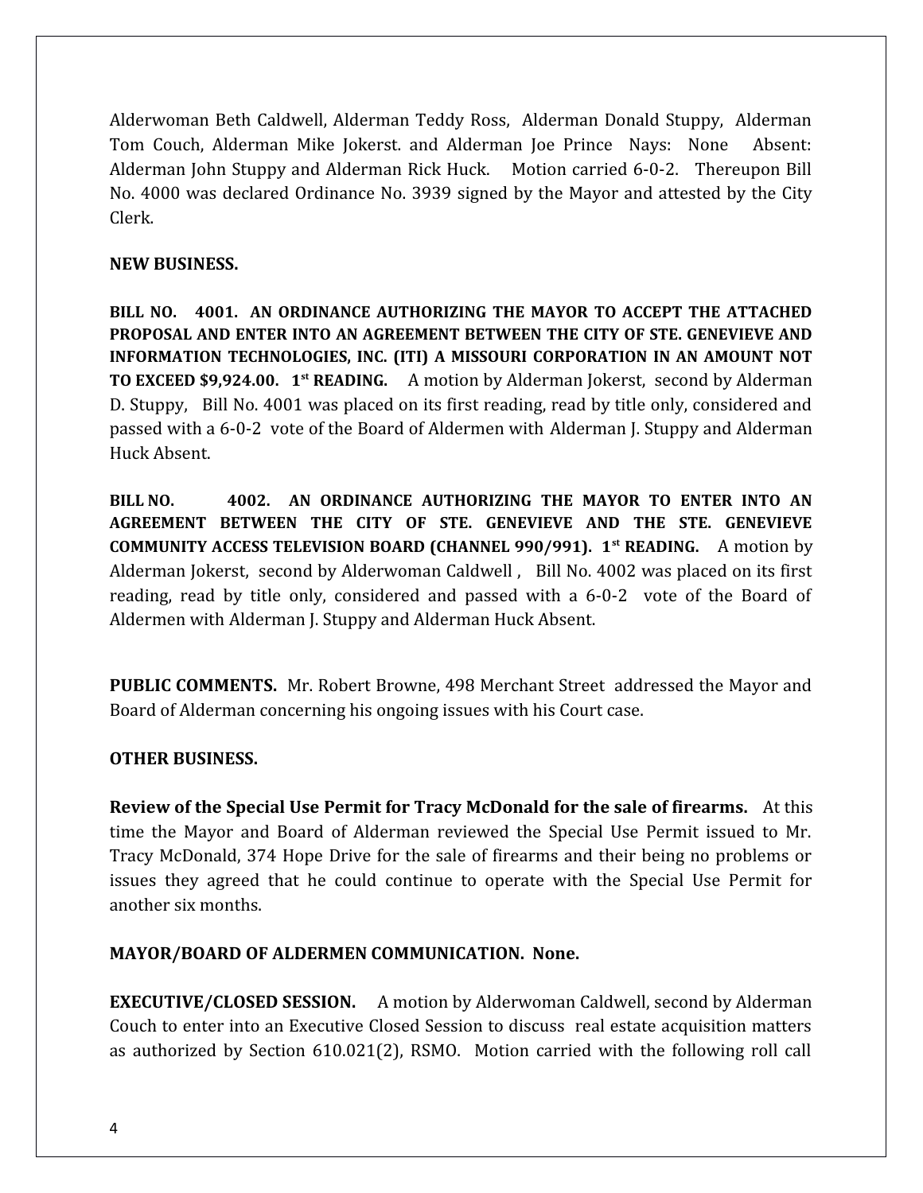Alderwoman Beth Caldwell, Alderman Teddy Ross, Alderman Donald Stuppy, Alderman Tom Couch, Alderman Mike Jokerst. and Alderman Joe Prince Nays: None Absent: Alderman John Stuppy and Alderman Rick Huck. Motion carried 6-0-2. Thereupon Bill No. 4000 was declared Ordinance No. 3939 signed by the Mayor and attested by the City Clerk.

**NEW BUSINESS.**

**BILL NO. 4001. AN ORDINANCE AUTHORIZING THE MAYOR TO ACCEPT THE ATTACHED PROPOSAL AND ENTER INTO AN AGREEMENT BETWEEN THE CITY OF STE. GENEVIEVE AND INFORMATION TECHNOLOGIES, INC. (ITI) A MISSOURI CORPORATION IN AN AMOUNT NOT TO EXCEED $9,924.00. 1st READING.** A motion by Alderman Jokerst, second by Alderman D. Stuppy, Bill No. 4001 was placed on its first reading, read by title only, considered and passed with a 6-0-2 vote of the Board of Aldermen with Alderman J. Stuppy and Alderman Huck Absent.

**BILL NO. 4002. AN ORDINANCE AUTHORIZING THE MAYOR TO ENTER INTO AN AGREEMENT BETWEEN THE CITY OF STE. GENEVIEVE AND THE STE. GENEVIEVE COMMUNITY ACCESS TELEVISION BOARD (CHANNEL 990/991). 1st READING.** A motion by Alderman Jokerst, second by Alderwoman Caldwell , Bill No. 4002 was placed on its first reading, read by title only, considered and passed with a 6-0-2 vote of the Board of Aldermen with Alderman J. Stuppy and Alderman Huck Absent.

**PUBLIC COMMENTS.** Mr. Robert Browne, 498 Merchant Street addressed the Mayor and Board of Alderman concerning his ongoing issues with his Court case.

**OTHER BUSINESS.**

**Review of the Special Use Permit for Tracy McDonald for the sale of firearms.** At this time the Mayor and Board of Alderman reviewed the Special Use Permit issued to Mr. Tracy McDonald, 374 Hope Drive for the sale of firearms and their being no problems or issues they agreed that he could continue to operate with the Special Use Permit for another six months.

**MAYOR/BOARD OF ALDERMEN COMMUNICATION. None.**

**EXECUTIVE/CLOSED SESSION.** A motion by Alderwoman Caldwell, second by Alderman Couch to enter into an Executive Closed Session to discuss real estate acquisition matters as authorized by Section 610.021(2), RSMO. Motion carried with the following roll call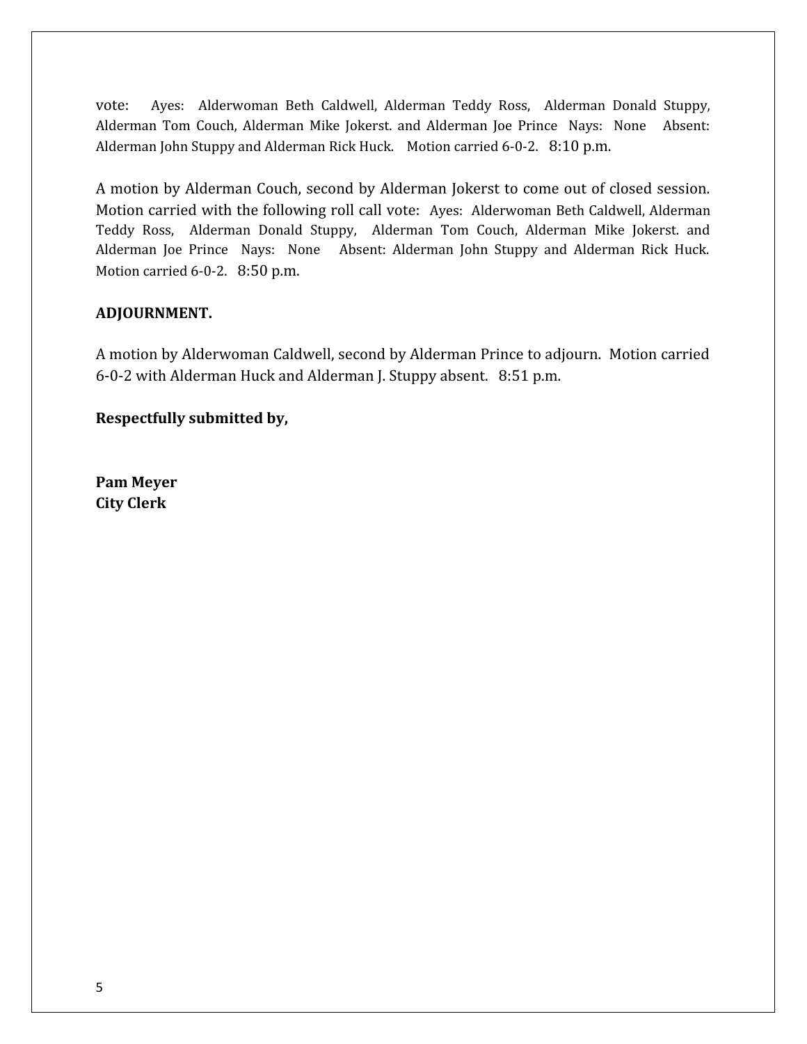vote: Ayes: Alderwoman Beth Caldwell, Alderman Teddy Ross, Alderman Donald Stuppy, Alderman Tom Couch, Alderman Mike Jokerst. and Alderman Joe Prince Nays: None Absent: Alderman John Stuppy and Alderman Rick Huck. Motion carried 6-0-2. 8:10 p.m.

A motion by Alderman Couch, second by Alderman Jokerst to come out of closed session. Motion carried with the following roll call vote: Ayes: Alderwoman Beth Caldwell, Alderman Teddy Ross, Alderman Donald Stuppy, Alderman Tom Couch, Alderman Mike Jokerst. and Alderman Joe Prince Nays: None Absent: Alderman John Stuppy and Alderman Rick Huck. Motion carried 6-0-2. 8:50 p.m.

**ADJOURNMENT.**

A motion by Alderwoman Caldwell, second by Alderman Prince to adjourn. Motion carried 6-0-2 with Alderman Huck and Alderman J. Stuppy absent. 8:51 p.m.

**Respectfully submitted by,**

**Pam Meyer**
**City Clerk**